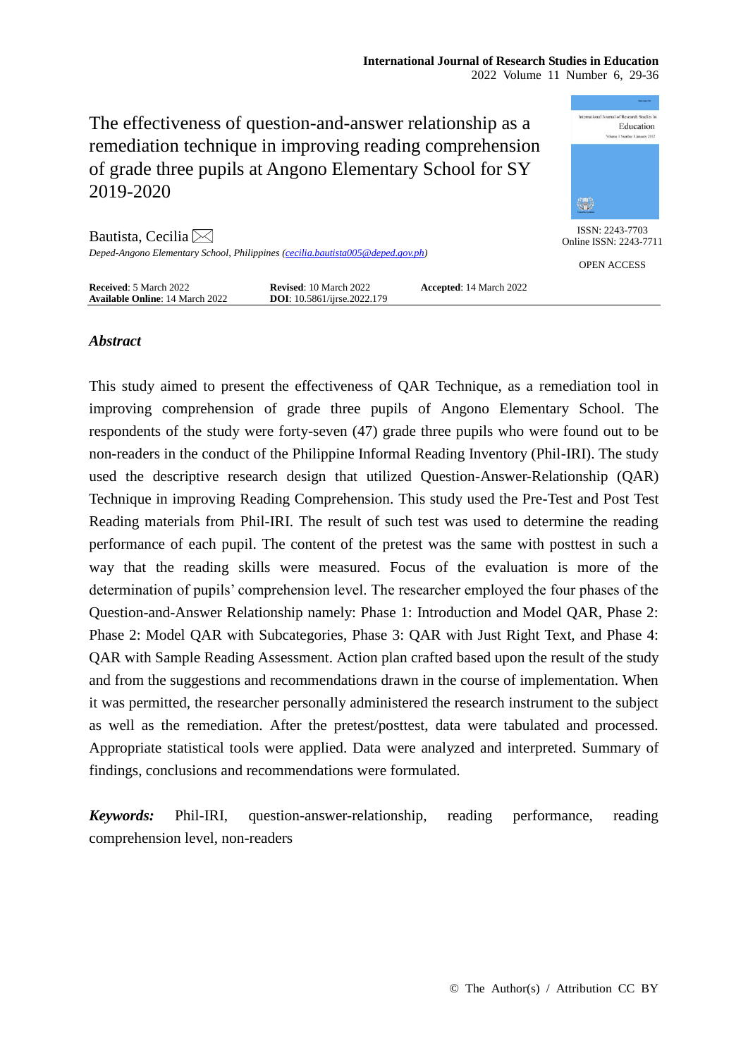# The effectiveness of question-and-answer relationship as a remediation technique in improving reading comprehension of grade three pupils at Angono Elementary School for SY 2019-2020

ISSN: 2243-7703
Online ISSN: 2243-7711

OPEN ACCESS

Bautista, Cecilia

*Deped-Angono Elementary School, Philippines (cecilia.bautista005@deped.gov.ph)*

**Received**: 5 March 2022 **Revised**: 10 March 2022 **Accepted**: 14 March 2022
**Available Online**: 14 March 2022 **DOI**: 10.5861/ijrse.2022.179

## *Abstract*

This study aimed to present the effectiveness of QAR Technique, as a remediation tool in improving comprehension of grade three pupils of Angono Elementary School. The respondents of the study were forty-seven (47) grade three pupils who were found out to be non-readers in the conduct of the Philippine Informal Reading Inventory (Phil-IRI). The study used the descriptive research design that utilized Question-Answer-Relationship (QAR) Technique in improving Reading Comprehension. This study used the Pre-Test and Post Test Reading materials from Phil-IRI. The result of such test was used to determine the reading performance of each pupil. The content of the pretest was the same with posttest in such a way that the reading skills were measured. Focus of the evaluation is more of the determination of pupils' comprehension level. The researcher employed the four phases of the Question-and-Answer Relationship namely: Phase 1: Introduction and Model QAR, Phase 2: Phase 2: Model QAR with Subcategories, Phase 3: QAR with Just Right Text, and Phase 4: QAR with Sample Reading Assessment. Action plan crafted based upon the result of the study and from the suggestions and recommendations drawn in the course of implementation. When it was permitted, the researcher personally administered the research instrument to the subject as well as the remediation. After the pretest/posttest, data were tabulated and processed. Appropriate statistical tools were applied. Data were analyzed and interpreted. Summary of findings, conclusions and recommendations were formulated.

***Keywords:*** Phil-IRI, question-answer-relationship, reading performance, reading comprehension level, non-readers

© The Author(s) / Attribution CC BY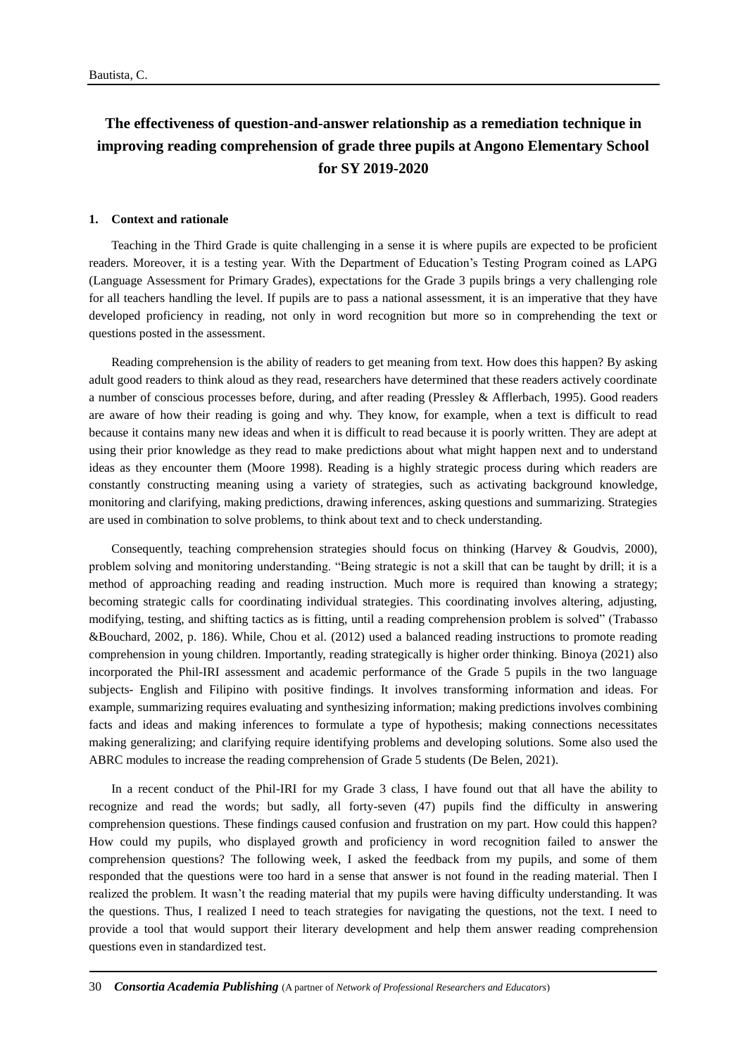# The effectiveness of question-and-answer relationship as a remediation technique in improving reading comprehension of grade three pupils at Angono Elementary School for SY 2019-2020

## 1. Context and rationale

Teaching in the Third Grade is quite challenging in a sense it is where pupils are expected to be proficient readers. Moreover, it is a testing year. With the Department of Education's Testing Program coined as LAPG (Language Assessment for Primary Grades), expectations for the Grade 3 pupils brings a very challenging role for all teachers handling the level. If pupils are to pass a national assessment, it is an imperative that they have developed proficiency in reading, not only in word recognition but more so in comprehending the text or questions posted in the assessment.

Reading comprehension is the ability of readers to get meaning from text. How does this happen? By asking adult good readers to think aloud as they read, researchers have determined that these readers actively coordinate a number of conscious processes before, during, and after reading (Pressley & Afflerbach, 1995). Good readers are aware of how their reading is going and why. They know, for example, when a text is difficult to read because it contains many new ideas and when it is difficult to read because it is poorly written. They are adept at using their prior knowledge as they read to make predictions about what might happen next and to understand ideas as they encounter them (Moore 1998). Reading is a highly strategic process during which readers are constantly constructing meaning using a variety of strategies, such as activating background knowledge, monitoring and clarifying, making predictions, drawing inferences, asking questions and summarizing. Strategies are used in combination to solve problems, to think about text and to check understanding.

Consequently, teaching comprehension strategies should focus on thinking (Harvey & Goudvis, 2000), problem solving and monitoring understanding. "Being strategic is not a skill that can be taught by drill; it is a method of approaching reading and reading instruction. Much more is required than knowing a strategy; becoming strategic calls for coordinating individual strategies. This coordinating involves altering, adjusting, modifying, testing, and shifting tactics as is fitting, until a reading comprehension problem is solved" (Trabasso &Bouchard, 2002, p. 186). While, Chou et al. (2012) used a balanced reading instructions to promote reading comprehension in young children. Importantly, reading strategically is higher order thinking. Binoya (2021) also incorporated the Phil-IRI assessment and academic performance of the Grade 5 pupils in the two language subjects- English and Filipino with positive findings. It involves transforming information and ideas. For example, summarizing requires evaluating and synthesizing information; making predictions involves combining facts and ideas and making inferences to formulate a type of hypothesis; making connections necessitates making generalizing; and clarifying require identifying problems and developing solutions. Some also used the ABRC modules to increase the reading comprehension of Grade 5 students (De Belen, 2021).

In a recent conduct of the Phil-IRI for my Grade 3 class, I have found out that all have the ability to recognize and read the words; but sadly, all forty-seven (47) pupils find the difficulty in answering comprehension questions. These findings caused confusion and frustration on my part. How could this happen? How could my pupils, who displayed growth and proficiency in word recognition failed to answer the comprehension questions? The following week, I asked the feedback from my pupils, and some of them responded that the questions were too hard in a sense that answer is not found in the reading material. Then I realized the problem. It wasn't the reading material that my pupils were having difficulty understanding. It was the questions. Thus, I realized I need to teach strategies for navigating the questions, not the text. I need to provide a tool that would support their literary development and help them answer reading comprehension questions even in standardized test.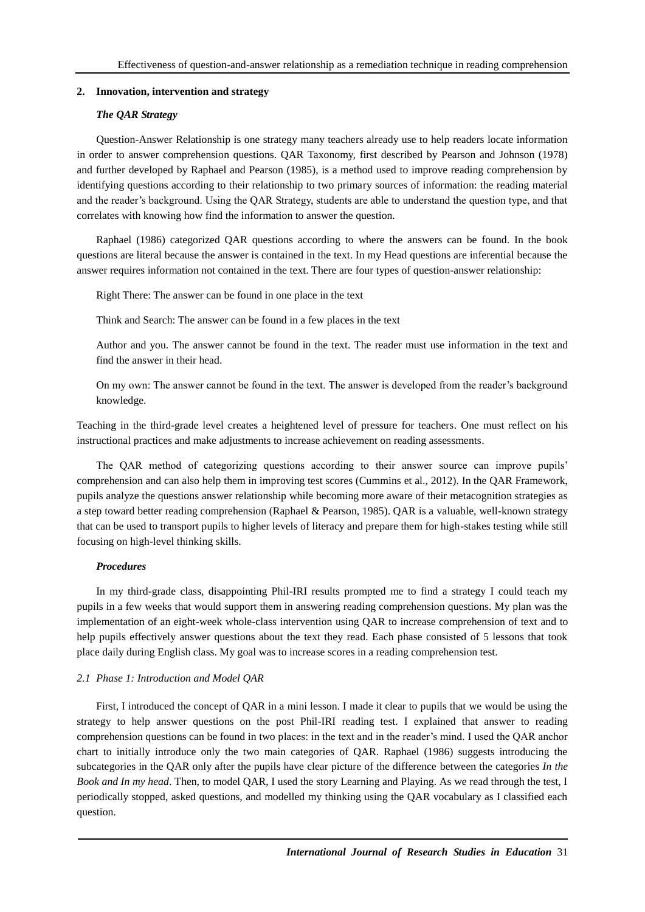## 2. Innovation, intervention and strategy

### *The QAR Strategy*

Question-Answer Relationship is one strategy many teachers already use to help readers locate information in order to answer comprehension questions. QAR Taxonomy, first described by Pearson and Johnson (1978) and further developed by Raphael and Pearson (1985), is a method used to improve reading comprehension by identifying questions according to their relationship to two primary sources of information: the reading material and the reader's background. Using the QAR Strategy, students are able to understand the question type, and that correlates with knowing how find the information to answer the question.

Raphael (1986) categorized QAR questions according to where the answers can be found. In the book questions are literal because the answer is contained in the text. In my Head questions are inferential because the answer requires information not contained in the text. There are four types of question-answer relationship:

Right There: The answer can be found in one place in the text

Think and Search: The answer can be found in a few places in the text

Author and you. The answer cannot be found in the text. The reader must use information in the text and find the answer in their head.

On my own: The answer cannot be found in the text. The answer is developed from the reader's background knowledge.

Teaching in the third-grade level creates a heightened level of pressure for teachers. One must reflect on his instructional practices and make adjustments to increase achievement on reading assessments.

The QAR method of categorizing questions according to their answer source can improve pupils' comprehension and can also help them in improving test scores (Cummins et al., 2012). In the QAR Framework, pupils analyze the questions answer relationship while becoming more aware of their metacognition strategies as a step toward better reading comprehension (Raphael & Pearson, 1985). QAR is a valuable, well-known strategy that can be used to transport pupils to higher levels of literacy and prepare them for high-stakes testing while still focusing on high-level thinking skills.

### *Procedures*

In my third-grade class, disappointing Phil-IRI results prompted me to find a strategy I could teach my pupils in a few weeks that would support them in answering reading comprehension questions. My plan was the implementation of an eight-week whole-class intervention using QAR to increase comprehension of text and to help pupils effectively answer questions about the text they read. Each phase consisted of 5 lessons that took place daily during English class. My goal was to increase scores in a reading comprehension test.

### *2.1 Phase 1: Introduction and Model QAR*

First, I introduced the concept of QAR in a mini lesson. I made it clear to pupils that we would be using the strategy to help answer questions on the post Phil-IRI reading test. I explained that answer to reading comprehension questions can be found in two places: in the text and in the reader's mind. I used the QAR anchor chart to initially introduce only the two main categories of QAR. Raphael (1986) suggests introducing the subcategories in the QAR only after the pupils have clear picture of the difference between the categories *In the Book and In my head*. Then, to model QAR, I used the story Learning and Playing. As we read through the test, I periodically stopped, asked questions, and modelled my thinking using the QAR vocabulary as I classified each question.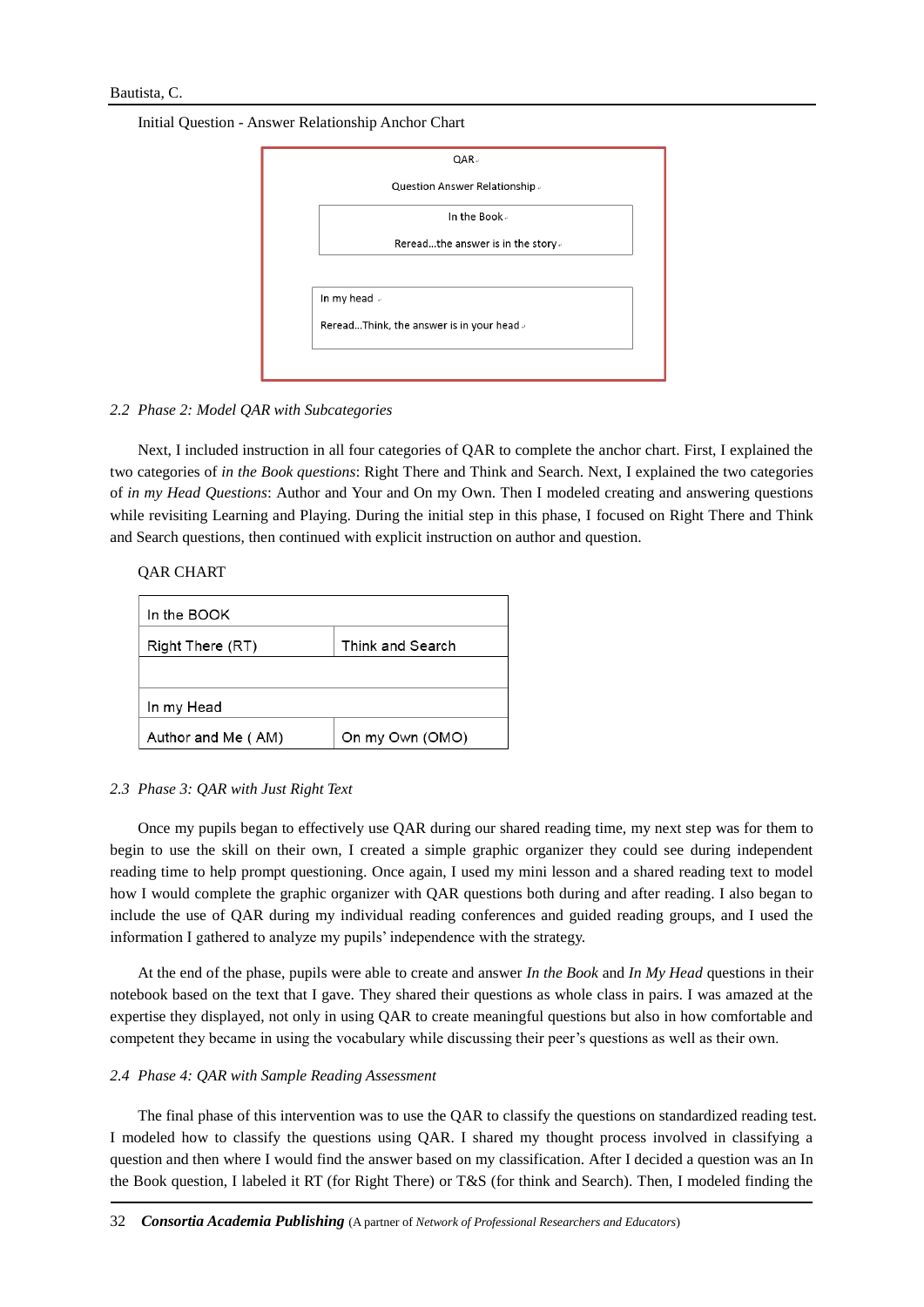Initial Question - Answer Relationship Anchor Chart

QAR

Question Answer Relationship

In the Book

Reread…the answer is in the story

In my head

Reread…Think, the answer is in your head

*2.2 Phase 2: Model QAR with Subcategories*

Next, I included instruction in all four categories of QAR to complete the anchor chart. First, I explained the two categories of *in the Book questions*: Right There and Think and Search. Next, I explained the two categories of *in my Head Questions*: Author and Your and On my Own. Then I modeled creating and answering questions while revisiting Learning and Playing. During the initial step in this phase, I focused on Right There and Think and Search questions, then continued with explicit instruction on author and question.

QAR CHART

| In the BOOK | |
|---|---|
| Right There (RT) | Think and Search |
| | |
| In my Head | |
| Author and Me ( AM) | On my Own (OMO) |

*2.3 Phase 3: QAR with Just Right Text*

Once my pupils began to effectively use QAR during our shared reading time, my next step was for them to begin to use the skill on their own, I created a simple graphic organizer they could see during independent reading time to help prompt questioning. Once again, I used my mini lesson and a shared reading text to model how I would complete the graphic organizer with QAR questions both during and after reading. I also began to include the use of QAR during my individual reading conferences and guided reading groups, and I used the information I gathered to analyze my pupils' independence with the strategy.

At the end of the phase, pupils were able to create and answer *In the Book* and *In My Head* questions in their notebook based on the text that I gave. They shared their questions as whole class in pairs. I was amazed at the expertise they displayed, not only in using QAR to create meaningful questions but also in how comfortable and competent they became in using the vocabulary while discussing their peer's questions as well as their own.

*2.4 Phase 4: QAR with Sample Reading Assessment*

The final phase of this intervention was to use the QAR to classify the questions on standardized reading test. I modeled how to classify the questions using QAR. I shared my thought process involved in classifying a question and then where I would find the answer based on my classification. After I decided a question was an In the Book question, I labeled it RT (for Right There) or T&S (for think and Search). Then, I modeled finding the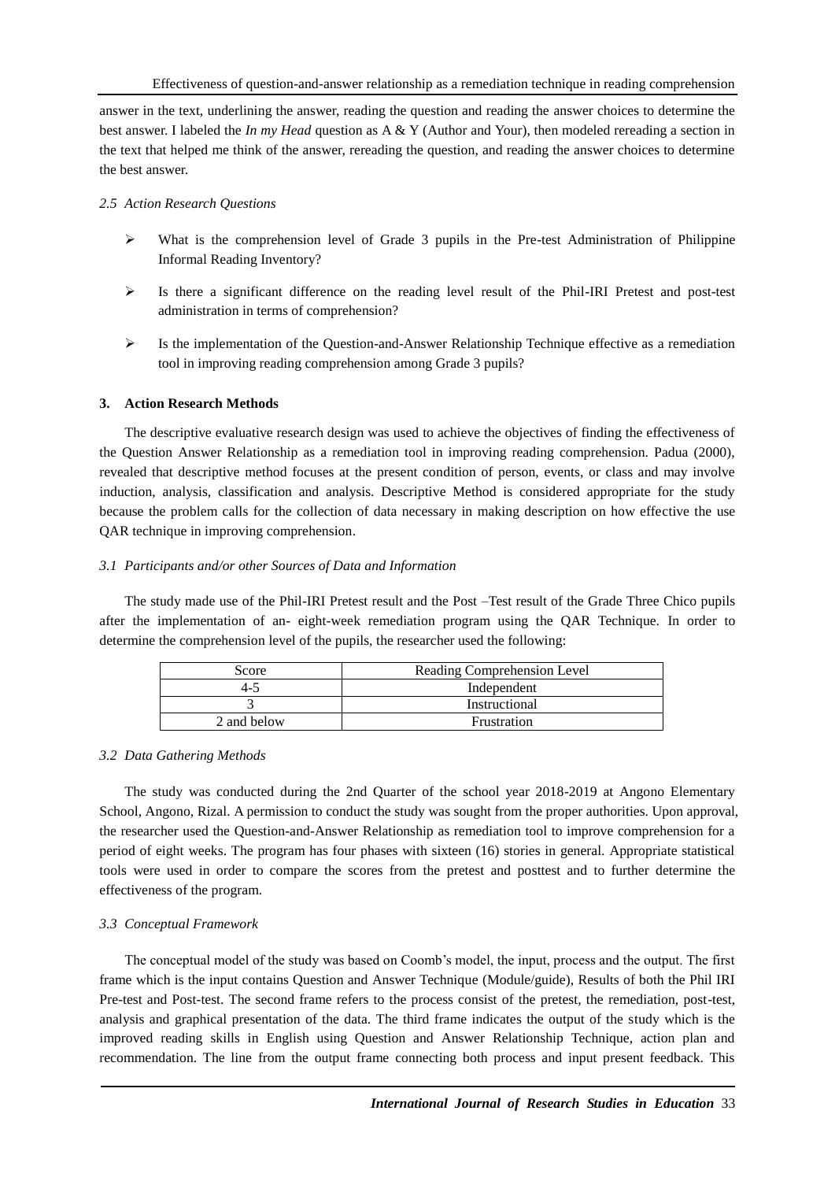answer in the text, underlining the answer, reading the question and reading the answer choices to determine the best answer. I labeled the *In my Head* question as A & Y (Author and Your), then modeled rereading a section in the text that helped me think of the answer, rereading the question, and reading the answer choices to determine the best answer.

### *2.5 Action Research Questions*

- What is the comprehension level of Grade 3 pupils in the Pre-test Administration of Philippine Informal Reading Inventory?
- Is there a significant difference on the reading level result of the Phil-IRI Pretest and post-test administration in terms of comprehension?
- Is the implementation of the Question-and-Answer Relationship Technique effective as a remediation tool in improving reading comprehension among Grade 3 pupils?

## **3. Action Research Methods**

The descriptive evaluative research design was used to achieve the objectives of finding the effectiveness of the Question Answer Relationship as a remediation tool in improving reading comprehension. Padua (2000), revealed that descriptive method focuses at the present condition of person, events, or class and may involve induction, analysis, classification and analysis. Descriptive Method is considered appropriate for the study because the problem calls for the collection of data necessary in making description on how effective the use QAR technique in improving comprehension.

### *3.1 Participants and/or other Sources of Data and Information*

The study made use of the Phil-IRI Pretest result and the Post –Test result of the Grade Three Chico pupils after the implementation of an- eight-week remediation program using the QAR Technique. In order to determine the comprehension level of the pupils, the researcher used the following:

| Score | Reading Comprehension Level |
|---|---|
| 4-5 | Independent |
| 3 | Instructional |
| 2 and below | Frustration |

### *3.2 Data Gathering Methods*

The study was conducted during the 2nd Quarter of the school year 2018-2019 at Angono Elementary School, Angono, Rizal. A permission to conduct the study was sought from the proper authorities. Upon approval, the researcher used the Question-and-Answer Relationship as remediation tool to improve comprehension for a period of eight weeks. The program has four phases with sixteen (16) stories in general. Appropriate statistical tools were used in order to compare the scores from the pretest and posttest and to further determine the effectiveness of the program.

### *3.3 Conceptual Framework*

The conceptual model of the study was based on Coomb's model, the input, process and the output. The first frame which is the input contains Question and Answer Technique (Module/guide), Results of both the Phil IRI Pre-test and Post-test. The second frame refers to the process consist of the pretest, the remediation, post-test, analysis and graphical presentation of the data. The third frame indicates the output of the study which is the improved reading skills in English using Question and Answer Relationship Technique, action plan and recommendation. The line from the output frame connecting both process and input present feedback. This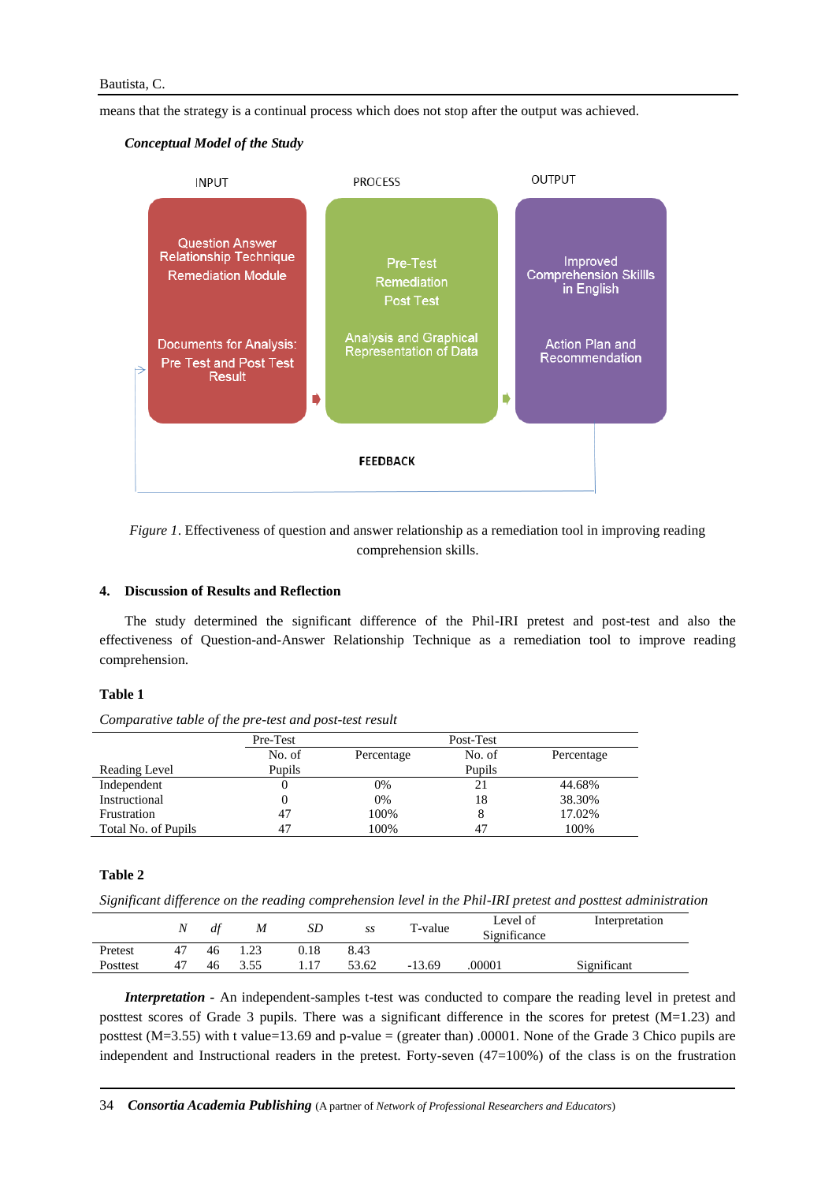means that the strategy is a continual process which does not stop after the output was achieved.

***Conceptual Model of the Study***

INPUT

Question Answer Relationship Technique Remediation Module

Documents for Analysis: Pre Test and Post Test Result

PROCESS

Pre-Test Remediation Post Test

Analysis and Graphical Representation of Data

OUTPUT

Improved Comprehension Skills in English

Action Plan and Recommendation

FEEDBACK

*Figure 1*. Effectiveness of question and answer relationship as a remediation tool in improving reading comprehension skills.

## 4. Discussion of Results and Reflection

The study determined the significant difference of the Phil-IRI pretest and post-test and also the effectiveness of Question-and-Answer Relationship Technique as a remediation tool to improve reading comprehension.

**Table 1**

*Comparative table of the pre-test and post-test result*

| | Pre-Test | | Post-Test | |
|---|---|---|---|---|
| Reading Level | No. of Pupils | Percentage | No. of Pupils | Percentage |
| Independent | 0 | 0% | 21 | 44.68% |
| Instructional | 0 | 0% | 18 | 38.30% |
| Frustration | 47 | 100% | 8 | 17.02% |
| Total No. of Pupils | 47 | 100% | 47 | 100% |

**Table 2**

*Significant difference on the reading comprehension level in the Phil-IRI pretest and posttest administration*

| | *N* | *df* | *M* | *SD* | *ss* | T-value | Level of Significance | Interpretation |
|---|---|---|---|---|---|---|---|---|
| Pretest | 47 | 46 | 1.23 | 0.18 | 8.43 | | | |
| Posttest | 47 | 46 | 3.55 | 1.17 | 53.62 | -13.69 | .00001 | Significant |

***Interpretation*** - An independent-samples t-test was conducted to compare the reading level in pretest and posttest scores of Grade 3 pupils. There was a significant difference in the scores for pretest (M=1.23) and posttest (M=3.55) with t value=13.69 and p-value = (greater than) .00001. None of the Grade 3 Chico pupils are independent and Instructional readers in the pretest. Forty-seven (47=100%) of the class is on the frustration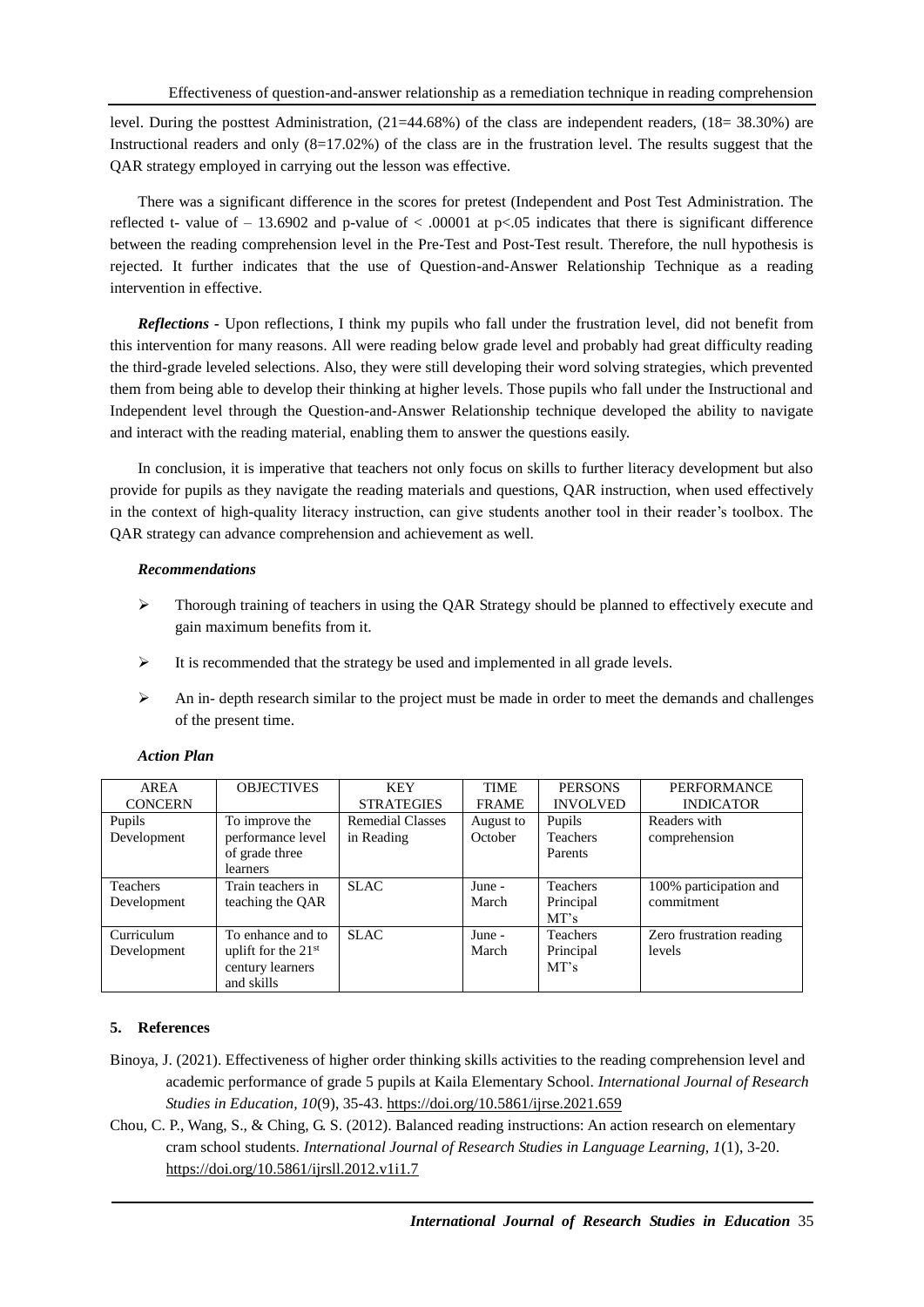level. During the posttest Administration, (21=44.68%) of the class are independent readers, (18= 38.30%) are Instructional readers and only (8=17.02%) of the class are in the frustration level. The results suggest that the QAR strategy employed in carrying out the lesson was effective.

There was a significant difference in the scores for pretest (Independent and Post Test Administration. The reflected t- value of – 13.6902 and p-value of < .00001 at p<.05 indicates that there is significant difference between the reading comprehension level in the Pre-Test and Post-Test result. Therefore, the null hypothesis is rejected. It further indicates that the use of Question-and-Answer Relationship Technique as a reading intervention in effective.

***Reflections*** - Upon reflections, I think my pupils who fall under the frustration level, did not benefit from this intervention for many reasons. All were reading below grade level and probably had great difficulty reading the third-grade leveled selections. Also, they were still developing their word solving strategies, which prevented them from being able to develop their thinking at higher levels. Those pupils who fall under the Instructional and Independent level through the Question-and-Answer Relationship technique developed the ability to navigate and interact with the reading material, enabling them to answer the questions easily.

In conclusion, it is imperative that teachers not only focus on skills to further literacy development but also provide for pupils as they navigate the reading materials and questions, QAR instruction, when used effectively in the context of high-quality literacy instruction, can give students another tool in their reader's toolbox. The QAR strategy can advance comprehension and achievement as well.

***Recommendations***

- Thorough training of teachers in using the QAR Strategy should be planned to effectively execute and gain maximum benefits from it.
- It is recommended that the strategy be used and implemented in all grade levels.
- An in- depth research similar to the project must be made in order to meet the demands and challenges of the present time.

***Action Plan***

| AREA CONCERN | OBJECTIVES | KEY STRATEGIES | TIME FRAME | PERSONS INVOLVED | PERFORMANCE INDICATOR |
|---|---|---|---|---|---|
| Pupils Development | To improve the performance level of grade three learners | Remedial Classes in Reading | August to October | Pupils Teachers Parents | Readers with comprehension |
| Teachers Development | Train teachers in teaching the QAR | SLAC | June - March | Teachers Principal MT's | 100% participation and commitment |
| Curriculum Development | To enhance and to uplift for the 21st century learners and skills | SLAC | June - March | Teachers Principal MT's | Zero frustration reading levels |

## 5. References

Binoya, J. (2021). Effectiveness of higher order thinking skills activities to the reading comprehension level and academic performance of grade 5 pupils at Kaila Elementary School. *International Journal of Research Studies in Education, 10*(9), 35-43. https://doi.org/10.5861/ijrse.2021.659

Chou, C. P., Wang, S., & Ching, G. S. (2012). Balanced reading instructions: An action research on elementary cram school students. *International Journal of Research Studies in Language Learning, 1*(1), 3-20. https://doi.org/10.5861/ijrsll.2012.v1i1.7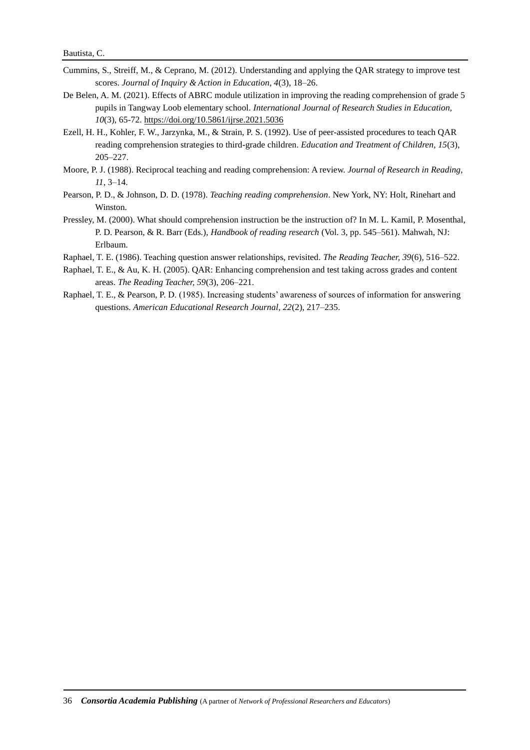Cummins, S., Streiff, M., & Ceprano, M. (2012). Understanding and applying the QAR strategy to improve test scores. *Journal of Inquiry & Action in Education, 4*(3), 18–26.

De Belen, A. M. (2021). Effects of ABRC module utilization in improving the reading comprehension of grade 5 pupils in Tangway Loob elementary school. *International Journal of Research Studies in Education, 10*(3), 65-72. https://doi.org/10.5861/ijrse.2021.5036

Ezell, H. H., Kohler, F. W., Jarzynka, M., & Strain, P. S. (1992). Use of peer-assisted procedures to teach QAR reading comprehension strategies to third-grade children. *Education and Treatment of Children, 15*(3), 205–227.

Moore, P. J. (1988). Reciprocal teaching and reading comprehension: A review. *Journal of Research in Reading, 11*, 3–14.

Pearson, P. D., & Johnson, D. D. (1978). *Teaching reading comprehension*. New York, NY: Holt, Rinehart and Winston.

Pressley, M. (2000). What should comprehension instruction be the instruction of? In M. L. Kamil, P. Mosenthal, P. D. Pearson, & R. Barr (Eds.), *Handbook of reading research* (Vol. 3, pp. 545–561). Mahwah, NJ: Erlbaum.

Raphael, T. E. (1986). Teaching question answer relationships, revisited. *The Reading Teacher, 39*(6), 516–522.

Raphael, T. E., & Au, K. H. (2005). QAR: Enhancing comprehension and test taking across grades and content areas. *The Reading Teacher, 59*(3), 206–221.

Raphael, T. E., & Pearson, P. D. (1985). Increasing students' awareness of sources of information for answering questions. *American Educational Research Journal, 22*(2), 217–235.